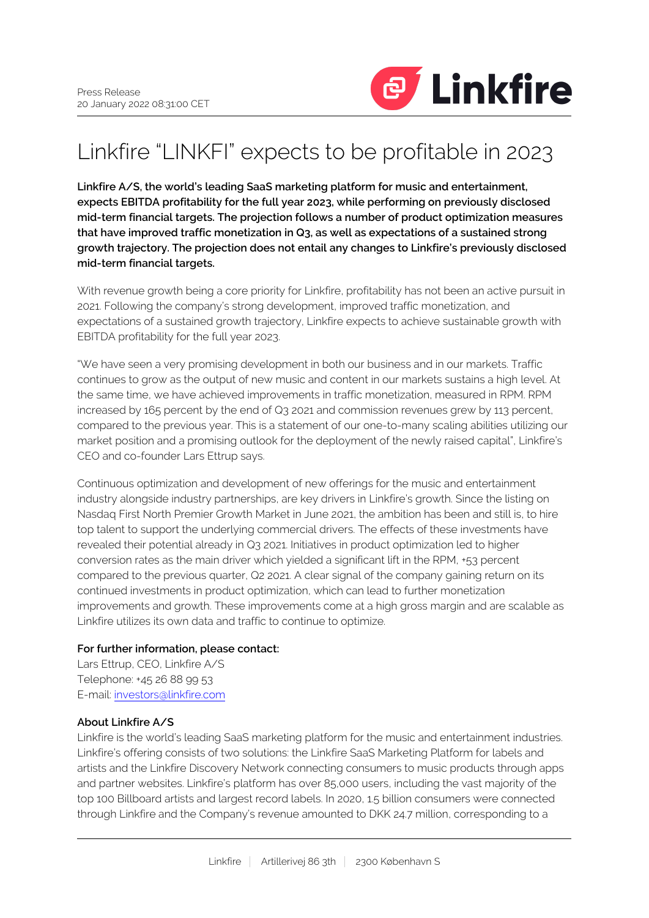Press Release
20 January 2022 08:31:00 CET

# Linkfire "LINKFI" expects to be profitable in 2023

**Linkfire A/S, the world's leading SaaS marketing platform for music and entertainment, expects EBITDA profitability for the full year 2023, while performing on previously disclosed mid-term financial targets. The projection follows a number of product optimization measures that have improved traffic monetization in Q3, as well as expectations of a sustained strong growth trajectory. The projection does not entail any changes to Linkfire's previously disclosed mid-term financial targets.**

With revenue growth being a core priority for Linkfire, profitability has not been an active pursuit in 2021. Following the company's strong development, improved traffic monetization, and expectations of a sustained growth trajectory, Linkfire expects to achieve sustainable growth with EBITDA profitability for the full year 2023.

"We have seen a very promising development in both our business and in our markets. Traffic continues to grow as the output of new music and content in our markets sustains a high level. At the same time, we have achieved improvements in traffic monetization, measured in RPM. RPM increased by 165 percent by the end of Q3 2021 and commission revenues grew by 113 percent, compared to the previous year. This is a statement of our one-to-many scaling abilities utilizing our market position and a promising outlook for the deployment of the newly raised capital", Linkfire's CEO and co-founder Lars Ettrup says.

Continuous optimization and development of new offerings for the music and entertainment industry alongside industry partnerships, are key drivers in Linkfire's growth. Since the listing on Nasdaq First North Premier Growth Market in June 2021, the ambition has been and still is, to hire top talent to support the underlying commercial drivers. The effects of these investments have revealed their potential already in Q3 2021. Initiatives in product optimization led to higher conversion rates as the main driver which yielded a significant lift in the RPM, +53 percent compared to the previous quarter, Q2 2021. A clear signal of the company gaining return on its continued investments in product optimization, which can lead to further monetization improvements and growth. These improvements come at a high gross margin and are scalable as Linkfire utilizes its own data and traffic to continue to optimize.

**For further information, please contact:**
Lars Ettrup, CEO, Linkfire A/S
Telephone: +45 26 88 99 53
E-mail: investors@linkfire.com

**About Linkfire A/S**
Linkfire is the world's leading SaaS marketing platform for the music and entertainment industries. Linkfire's offering consists of two solutions: the Linkfire SaaS Marketing Platform for labels and artists and the Linkfire Discovery Network connecting consumers to music products through apps and partner websites. Linkfire's platform has over 85,000 users, including the vast majority of the top 100 Billboard artists and largest record labels. In 2020, 1.5 billion consumers were connected through Linkfire and the Company's revenue amounted to DKK 24.7 million, corresponding to a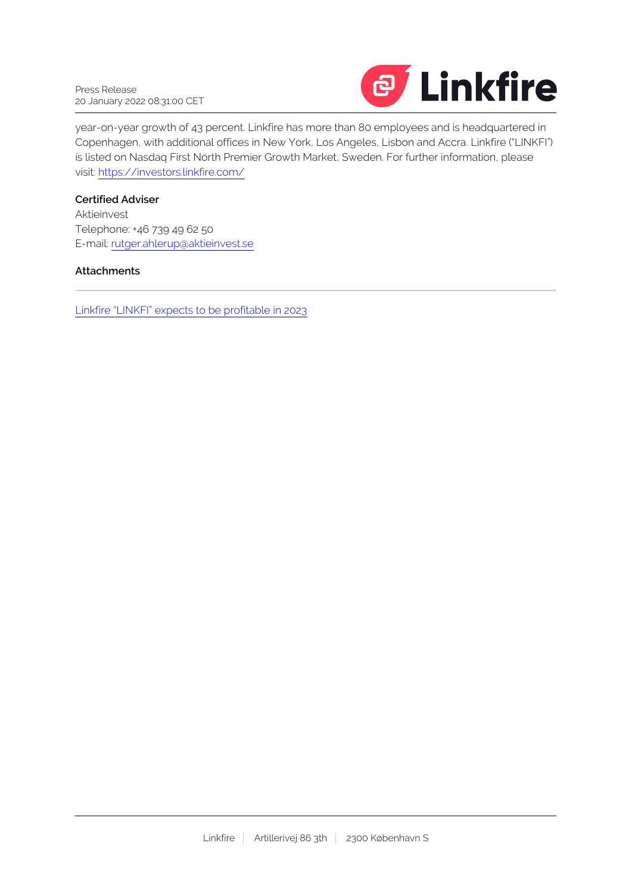year-on-year growth of 43 percent. Linkfire has more than 80 employees and is headquartered in Copenhagen, with additional offices in New York, Los Angeles, Lisbon and Accra. Linkfire ("LINKFI") is listed on Nasdaq First North Premier Growth Market, Sweden. For further information, please visit: https://investors.linkfire.com/

**Certified Adviser**

Aktieinvest
Telephone: +46 739 49 62 50
E-mail: rutger.ahlerup@aktieinvest.se

**Attachments**

---

Linkfire "LINKFI" expects to be profitable in 2023